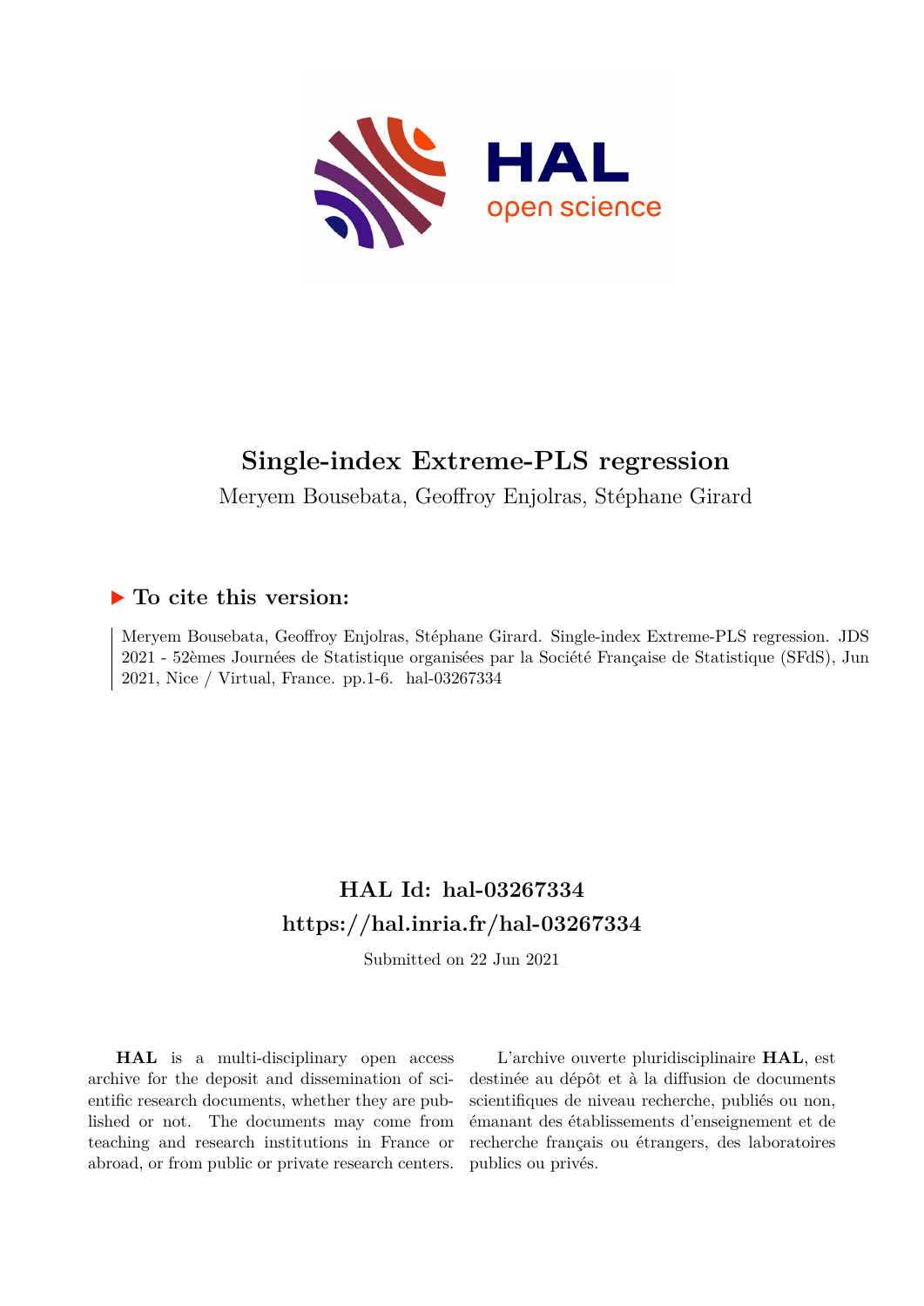# Single-index Extreme-PLS regression

Meryem Bousebata, Geoffroy Enjolras, Stéphane Girard

## ▶ To cite this version:

Meryem Bousebata, Geoffroy Enjolras, Stéphane Girard. Single-index Extreme-PLS regression. JDS 2021 - 52èmes Journées de Statistique organisées par la Société Française de Statistique (SFdS), Jun 2021, Nice / Virtual, France. pp.1-6. hal-03267334

## HAL Id: hal-03267334
## https://hal.inria.fr/hal-03267334

Submitted on 22 Jun 2021

**HAL** is a multi-disciplinary open access archive for the deposit and dissemination of scientific research documents, whether they are published or not. The documents may come from teaching and research institutions in France or abroad, or from public or private research centers.

L'archive ouverte pluridisciplinaire **HAL**, est destinée au dépôt et à la diffusion de documents scientifiques de niveau recherche, publiés ou non, émanant des établissements d'enseignement et de recherche français ou étrangers, des laboratoires publics ou privés.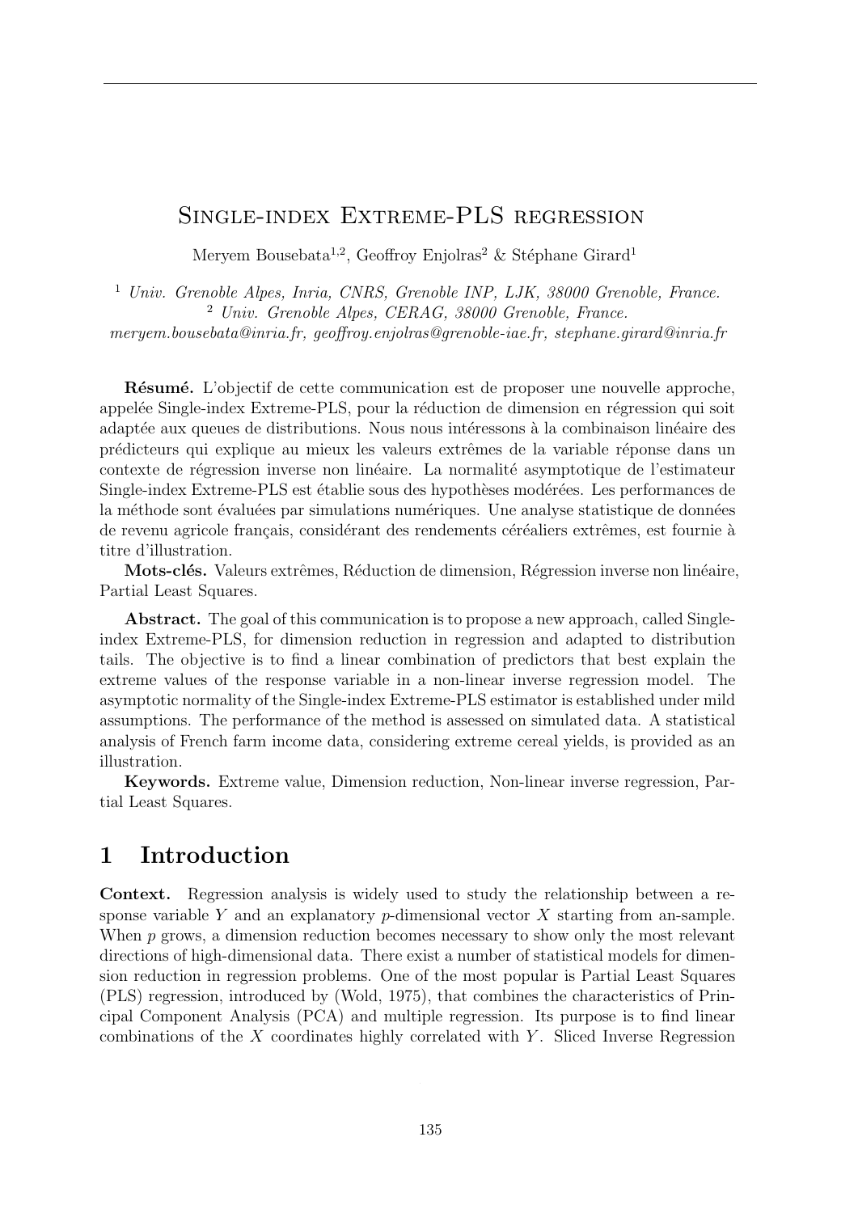# Single-index Extreme-PLS regression

Meryem Bousebata[1,2], Geoffroy Enjolras[2] & Stéphane Girard[1]

[1] *Univ. Grenoble Alpes, Inria, CNRS, Grenoble INP, LJK, 38000 Grenoble, France.*
[2] *Univ. Grenoble Alpes, CERAG, 38000 Grenoble, France.*
*meryem.bousebata@inria.fr, geoffroy.enjolras@grenoble-iae.fr, stephane.girard@inria.fr*

**Résumé.** L'objectif de cette communication est de proposer une nouvelle approche, appelée Single-index Extreme-PLS, pour la réduction de dimension en régression qui soit adaptée aux queues de distributions. Nous nous intéressons à la combinaison linéaire des prédicteurs qui explique au mieux les valeurs extrêmes de la variable réponse dans un contexte de régression inverse non linéaire. La normalité asymptotique de l'estimateur Single-index Extreme-PLS est établie sous des hypothèses modérées. Les performances de la méthode sont évaluées par simulations numériques. Une analyse statistique de données de revenu agricole français, considérant des rendements céréaliers extrêmes, est fournie à titre d'illustration.

**Mots-clés.** Valeurs extrêmes, Réduction de dimension, Régression inverse non linéaire, Partial Least Squares.

**Abstract.** The goal of this communication is to propose a new approach, called Single-index Extreme-PLS, for dimension reduction in regression and adapted to distribution tails. The objective is to find a linear combination of predictors that best explain the extreme values of the response variable in a non-linear inverse regression model. The asymptotic normality of the Single-index Extreme-PLS estimator is established under mild assumptions. The performance of the method is assessed on simulated data. A statistical analysis of French farm income data, considering extreme cereal yields, is provided as an illustration.

**Keywords.** Extreme value, Dimension reduction, Non-linear inverse regression, Partial Least Squares.

## 1 Introduction

**Context.** Regression analysis is widely used to study the relationship between a response variable $Y$ and an explanatory $p$-dimensional vector $X$ starting from an-sample. When $p$ grows, a dimension reduction becomes necessary to show only the most relevant directions of high-dimensional data. There exist a number of statistical models for dimension reduction in regression problems. One of the most popular is Partial Least Squares (PLS) regression, introduced by (Wold, 1975), that combines the characteristics of Principal Component Analysis (PCA) and multiple regression. Its purpose is to find linear combinations of the $X$ coordinates highly correlated with $Y$. Sliced Inverse Regression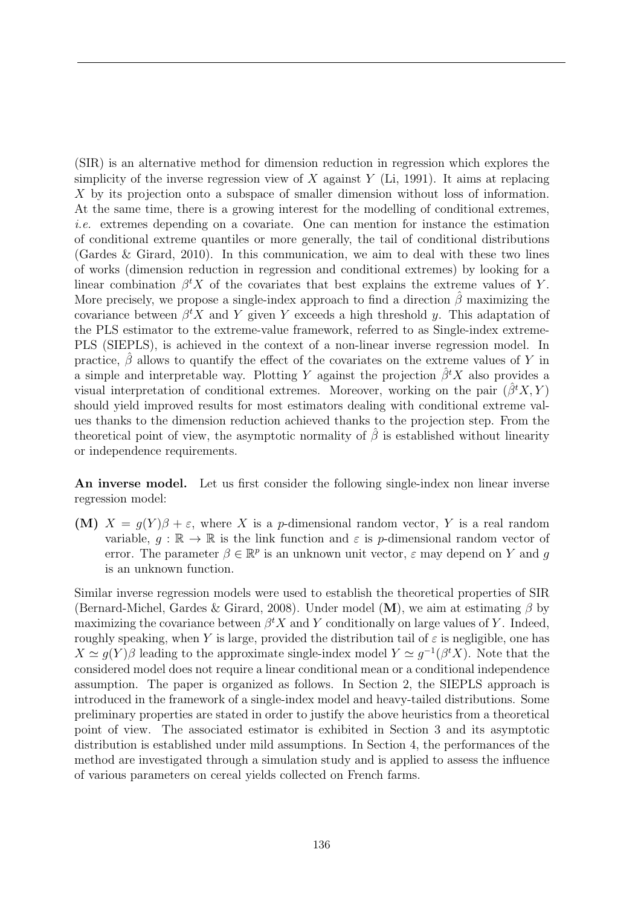(SIR) is an alternative method for dimension reduction in regression which explores the simplicity of the inverse regression view of $X$ against $Y$ (Li, 1991). It aims at replacing $X$ by its projection onto a subspace of smaller dimension without loss of information. At the same time, there is a growing interest for the modelling of conditional extremes, *i.e.* extremes depending on a covariate. One can mention for instance the estimation of conditional extreme quantiles or more generally, the tail of conditional distributions (Gardes & Girard, 2010). In this communication, we aim to deal with these two lines of works (dimension reduction in regression and conditional extremes) by looking for a linear combination $\beta^t X$ of the covariates that best explains the extreme values of $Y$. More precisely, we propose a single-index approach to find a direction $\hat{\beta}$ maximizing the covariance between $\beta^t X$ and $Y$ given $Y$ exceeds a high threshold $y$. This adaptation of the PLS estimator to the extreme-value framework, referred to as Single-index extreme-PLS (SIEPLS), is achieved in the context of a non-linear inverse regression model. In practice, $\hat{\beta}$ allows to quantify the effect of the covariates on the extreme values of $Y$ in a simple and interpretable way. Plotting $Y$ against the projection $\hat{\beta}^t X$ also provides a visual interpretation of conditional extremes. Moreover, working on the pair $(\hat{\beta}^t X, Y)$ should yield improved results for most estimators dealing with conditional extreme values thanks to the dimension reduction achieved thanks to the projection step. From the theoretical point of view, the asymptotic normality of $\hat{\beta}$ is established without linearity or independence requirements.

**An inverse model.** Let us first consider the following single-index non linear inverse regression model:

**(M)** $X = g(Y)\beta + \varepsilon$, where $X$ is a $p$-dimensional random vector, $Y$ is a real random variable, $g : \mathbb{R} \to \mathbb{R}$ is the link function and $\varepsilon$ is $p$-dimensional random vector of error. The parameter $\beta \in \mathbb{R}^p$ is an unknown unit vector, $\varepsilon$ may depend on $Y$ and $g$ is an unknown function.

Similar inverse regression models were used to establish the theoretical properties of SIR (Bernard-Michel, Gardes & Girard, 2008). Under model (**M**), we aim at estimating $\beta$ by maximizing the covariance between $\beta^t X$ and $Y$ conditionally on large values of $Y$. Indeed, roughly speaking, when $Y$ is large, provided the distribution tail of $\varepsilon$ is negligible, one has $X \simeq g(Y)\beta$ leading to the approximate single-index model $Y \simeq g^{-1}(\beta^t X)$. Note that the considered model does not require a linear conditional mean or a conditional independence assumption. The paper is organized as follows. In Section 2, the SIEPLS approach is introduced in the framework of a single-index model and heavy-tailed distributions. Some preliminary properties are stated in order to justify the above heuristics from a theoretical point of view. The associated estimator is exhibited in Section 3 and its asymptotic distribution is established under mild assumptions. In Section 4, the performances of the method are investigated through a simulation study and is applied to assess the influence of various parameters on cereal yields collected on French farms.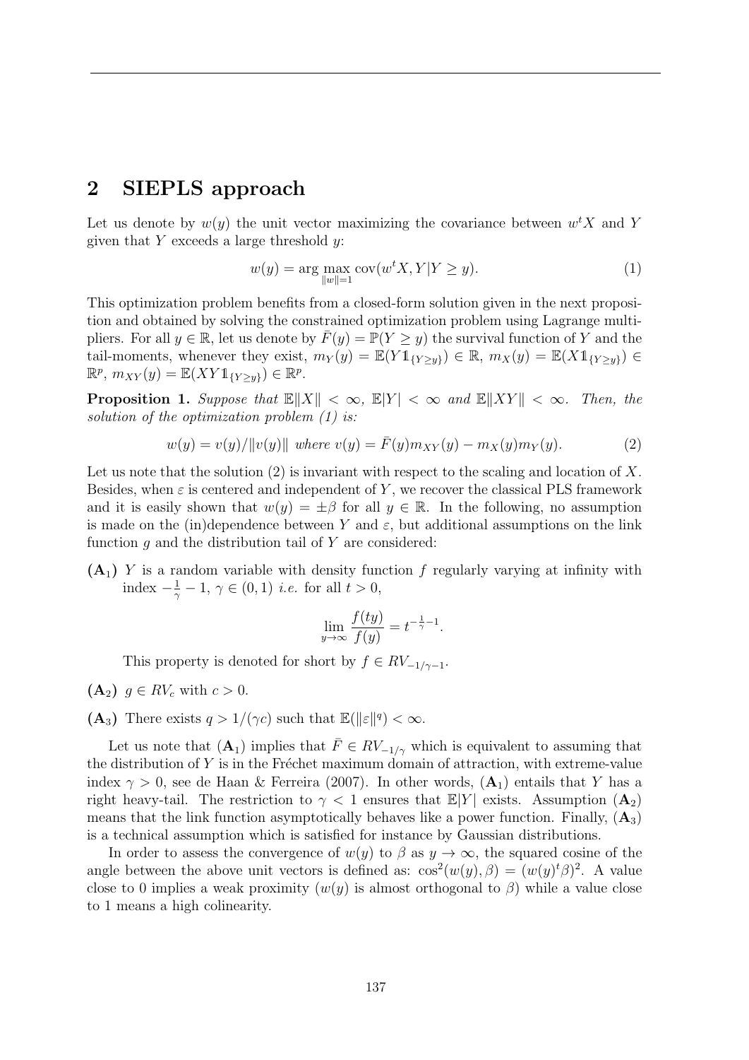## 2 SIEPLS approach

Let us denote by $w(y)$ the unit vector maximizing the covariance between $w^t X$ and $Y$ given that $Y$ exceeds a large threshold $y$:

$$w(y) = \arg\max_{\|w\|=1} \text{cov}(w^t X, Y | Y \geq y). \tag{1}$$

This optimization problem benefits from a closed-form solution given in the next proposition and obtained by solving the constrained optimization problem using Lagrange multipliers. For all $y \in \mathbb{R}$, let us denote by $\bar{F}(y) = \mathbb{P}(Y \geq y)$ the survival function of $Y$ and the tail-moments, whenever they exist, $m_Y(y) = \mathbb{E}(Y \mathbb{1}_{\{Y \geq y\}}) \in \mathbb{R}$, $m_X(y) = \mathbb{E}(X \mathbb{1}_{\{Y \geq y\}}) \in \mathbb{R}^p$, $m_{XY}(y) = \mathbb{E}(XY \mathbb{1}_{\{Y \geq y\}}) \in \mathbb{R}^p$.

**Proposition 1.** *Suppose that $\mathbb{E}\|X\| < \infty$, $\mathbb{E}|Y| < \infty$ and $\mathbb{E}\|XY\| < \infty$. Then, the solution of the optimization problem (1) is:*

$$w(y) = v(y)/\|v(y)\| \text{ where } v(y) = \bar{F}(y) m_{XY}(y) - m_X(y) m_Y(y). \tag{2}$$

Let us note that the solution (2) is invariant with respect to the scaling and location of $X$. Besides, when $\varepsilon$ is centered and independent of $Y$, we recover the classical PLS framework and it is easily shown that $w(y) = \pm\beta$ for all $y \in \mathbb{R}$. In the following, no assumption is made on the (in)dependence between $Y$ and $\varepsilon$, but additional assumptions on the link function $g$ and the distribution tail of $Y$ are considered:

**(A$_1$)** $Y$ is a random variable with density function $f$ regularly varying at infinity with index $-\frac{1}{\gamma} - 1$, $\gamma \in (0, 1)$ *i.e.* for all $t > 0$,

$$\lim_{y \to \infty} \frac{f(ty)}{f(y)} = t^{-\frac{1}{\gamma}-1}.$$

This property is denoted for short by $f \in RV_{-1/\gamma-1}$.

**(A$_2$)** $g \in RV_c$ with $c > 0$.

**(A$_3$)** There exists $q > 1/(\gamma c)$ such that $\mathbb{E}(\|\varepsilon\|^q) < \infty$.

Let us note that (**A$_1$**) implies that $\bar{F} \in RV_{-1/\gamma}$ which is equivalent to assuming that the distribution of $Y$ is in the Fréchet maximum domain of attraction, with extreme-value index $\gamma > 0$, see de Haan & Ferreira (2007). In other words, (**A$_1$**) entails that $Y$ has a right heavy-tail. The restriction to $\gamma < 1$ ensures that $\mathbb{E}|Y|$ exists. Assumption (**A$_2$**) means that the link function asymptotically behaves like a power function. Finally, (**A$_3$**) is a technical assumption which is satisfied for instance by Gaussian distributions.

In order to assess the convergence of $w(y)$ to $\beta$ as $y \to \infty$, the squared cosine of the angle between the above unit vectors is defined as: $\cos^2(w(y), \beta) = (w(y)^t \beta)^2$. A value close to 0 implies a weak proximity ($w(y)$ is almost orthogonal to $\beta$) while a value close to 1 means a high colinearity.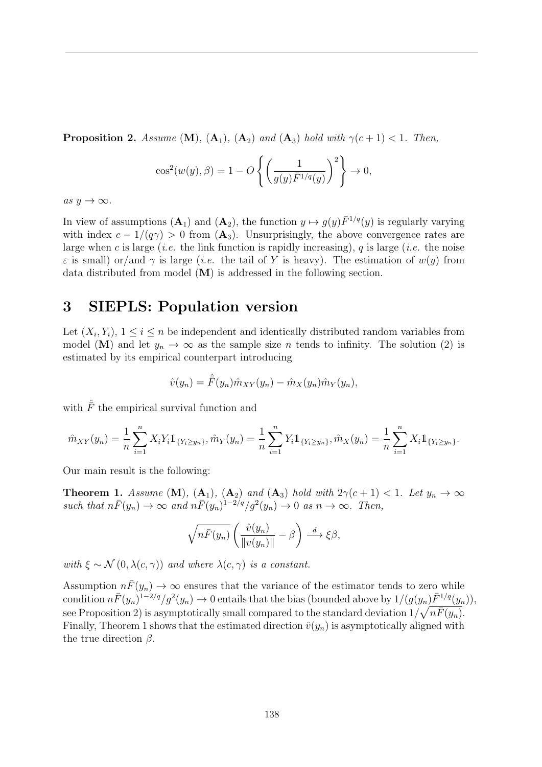**Proposition 2.** *Assume* (**M**), (**A**$_1$), (**A**$_2$) *and* (**A**$_3$) *hold with* $\gamma(c+1) < 1$. *Then,*

$$\cos^2(w(y), \beta) = 1 - O\left\{ \left( \frac{1}{g(y)\bar{F}^{1/q}(y)} \right)^2 \right\} \to 0,$$

*as* $y \to \infty$.

In view of assumptions (**A**$_1$) and (**A**$_2$), the function $y \mapsto g(y)\bar{F}^{1/q}(y)$ is regularly varying with index $c - 1/(q\gamma) > 0$ from (**A**$_3$). Unsurprisingly, the above convergence rates are large when $c$ is large (*i.e.* the link function is rapidly increasing), $q$ is large (*i.e.* the noise $\varepsilon$ is small) or/and $\gamma$ is large (*i.e.* the tail of $Y$ is heavy). The estimation of $w(y)$ from data distributed from model (**M**) is addressed in the following section.

# 3 SIEPLS: Population version

Let $(X_i, Y_i)$, $1 \le i \le n$ be independent and identically distributed random variables from model (**M**) and let $y_n \to \infty$ as the sample size $n$ tends to infinity. The solution (2) is estimated by its empirical counterpart introducing

$$\hat{v}(y_n) = \hat{\bar{F}}(y_n)\hat{m}_{XY}(y_n) - \hat{m}_X(y_n)\hat{m}_Y(y_n),$$

with $\hat{\bar{F}}$ the empirical survival function and

$$\hat{m}_{XY}(y_n) = \frac{1}{n}\sum_{i=1}^{n} X_i Y_i \mathbb{1}_{\{Y_i \ge y_n\}}, \hat{m}_Y(y_n) = \frac{1}{n}\sum_{i=1}^{n} Y_i \mathbb{1}_{\{Y_i \ge y_n\}}, \hat{m}_X(y_n) = \frac{1}{n}\sum_{i=1}^{n} X_i \mathbb{1}_{\{Y_i \ge y_n\}}.$$

Our main result is the following:

**Theorem 1.** *Assume* (**M**), (**A**$_1$), (**A**$_2$) *and* (**A**$_3$) *hold with* $2\gamma(c+1) < 1$. *Let* $y_n \to \infty$ *such that* $n\bar{F}(y_n) \to \infty$ *and* $n\bar{F}(y_n)^{1-2/q}/g^2(y_n) \to 0$ *as* $n \to \infty$. *Then,*

$$\sqrt{n\bar{F}(y_n)}\left( \frac{\hat{v}(y_n)}{\|v(y_n)\|} - \beta \right) \xrightarrow{d} \xi\beta,$$

*with* $\xi \sim \mathcal{N}(0, \lambda(c,\gamma))$ *and where* $\lambda(c,\gamma)$ *is a constant.*

Assumption $n\bar{F}(y_n) \to \infty$ ensures that the variance of the estimator tends to zero while condition $n\bar{F}(y_n)^{1-2/q}/g^2(y_n) \to 0$ entails that the bias (bounded above by $1/(g(y_n)\bar{F}^{1/q}(y_n))$, see Proposition 2) is asymptotically small compared to the standard deviation $1/\sqrt{n\bar{F}(y_n)}$. Finally, Theorem 1 shows that the estimated direction $\hat{v}(y_n)$ is asymptotically aligned with the true direction $\beta$.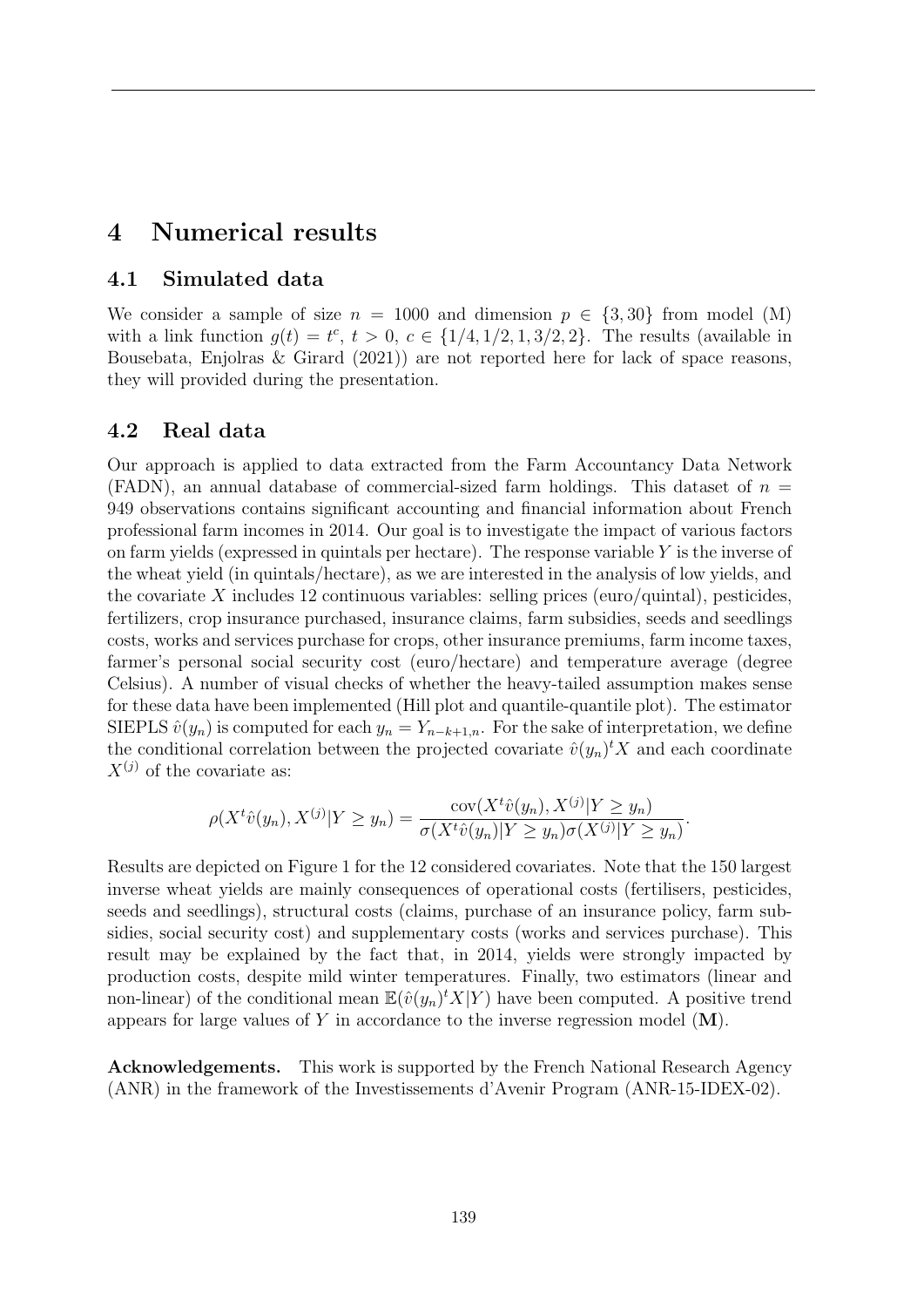# 4 Numerical results

## 4.1 Simulated data

We consider a sample of size $n = 1000$ and dimension $p \in \{3, 30\}$ from model (M) with a link function $g(t) = t^c$, $t > 0$, $c \in \{1/4, 1/2, 1, 3/2, 2\}$. The results (available in Bousebata, Enjolras & Girard (2021)) are not reported here for lack of space reasons, they will provided during the presentation.

## 4.2 Real data

Our approach is applied to data extracted from the Farm Accountancy Data Network (FADN), an annual database of commercial-sized farm holdings. This dataset of $n = 949$ observations contains significant accounting and financial information about French professional farm incomes in 2014. Our goal is to investigate the impact of various factors on farm yields (expressed in quintals per hectare). The response variable $Y$ is the inverse of the wheat yield (in quintals/hectare), as we are interested in the analysis of low yields, and the covariate $X$ includes 12 continuous variables: selling prices (euro/quintal), pesticides, fertilizers, crop insurance purchased, insurance claims, farm subsidies, seeds and seedlings costs, works and services purchase for crops, other insurance premiums, farm income taxes, farmer's personal social security cost (euro/hectare) and temperature average (degree Celsius). A number of visual checks of whether the heavy-tailed assumption makes sense for these data have been implemented (Hill plot and quantile-quantile plot). The estimator SIEPLS $\hat{v}(y_n)$ is computed for each $y_n = Y_{n-k+1,n}$. For the sake of interpretation, we define the conditional correlation between the projected covariate $\hat{v}(y_n)^t X$ and each coordinate $X^{(j)}$ of the covariate as:

$$\rho(X^t \hat{v}(y_n), X^{(j)} | Y \geq y_n) = \frac{\text{cov}(X^t \hat{v}(y_n), X^{(j)} | Y \geq y_n)}{\sigma(X^t \hat{v}(y_n) | Y \geq y_n) \sigma(X^{(j)} | Y \geq y_n)}.$$

Results are depicted on Figure 1 for the 12 considered covariates. Note that the 150 largest inverse wheat yields are mainly consequences of operational costs (fertilisers, pesticides, seeds and seedlings), structural costs (claims, purchase of an insurance policy, farm subsidies, social security cost) and supplementary costs (works and services purchase). This result may be explained by the fact that, in 2014, yields were strongly impacted by production costs, despite mild winter temperatures. Finally, two estimators (linear and non-linear) of the conditional mean $\mathbb{E}(\hat{v}(y_n)^t X | Y)$ have been computed. A positive trend appears for large values of $Y$ in accordance to the inverse regression model (**M**).

**Acknowledgements.** This work is supported by the French National Research Agency (ANR) in the framework of the Investissements d'Avenir Program (ANR-15-IDEX-02).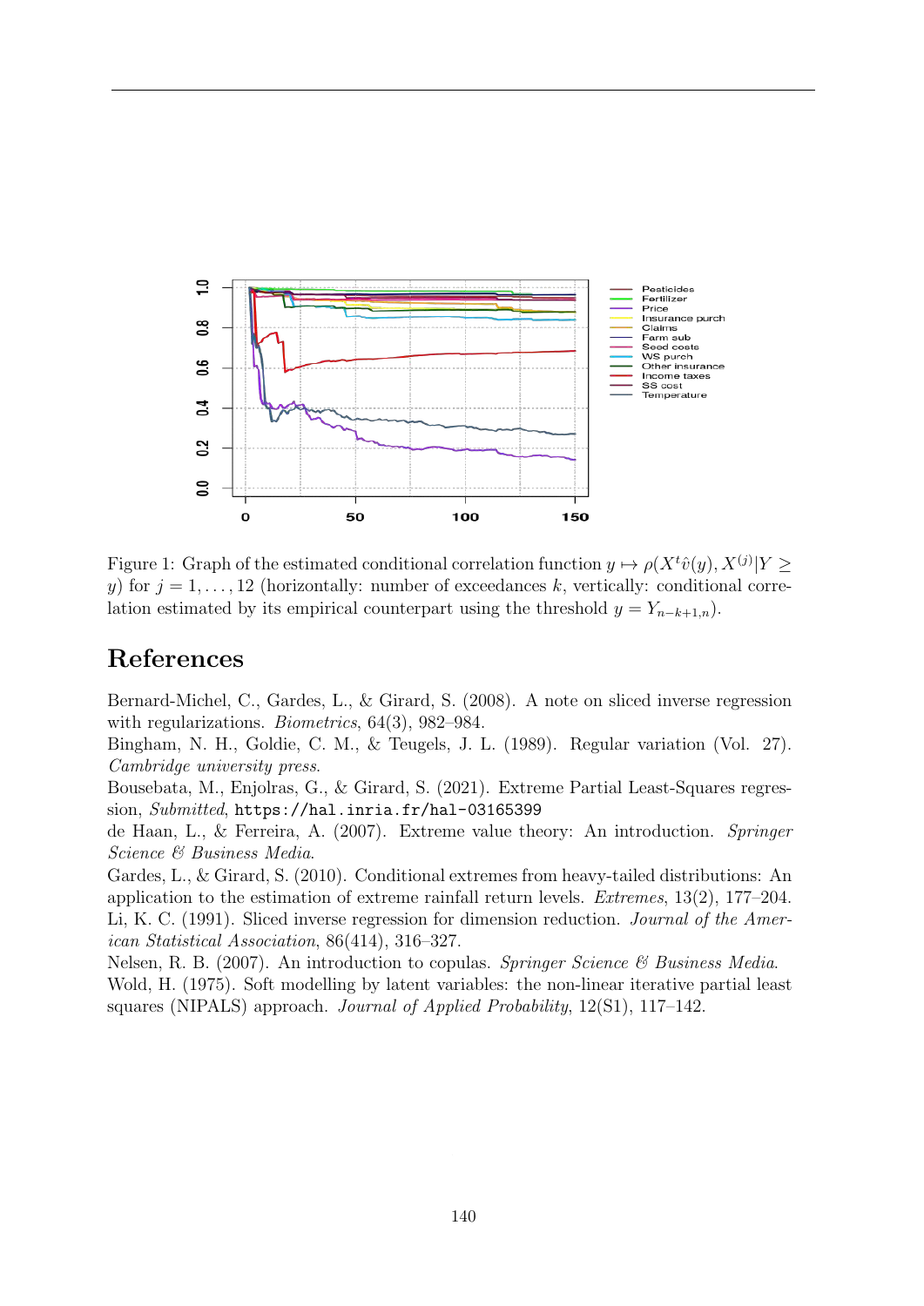1.0
0.8
0.6
0.4
0.2
0.0

0
50
100
150

Pesticides
Fertilizer
Price
Insurance purch
Claims
Farm sub
Seed costs
WS purch
Other insurance
Income taxes
SS cost
Temperature

Figure 1: Graph of the estimated conditional correlation function $y \mapsto \rho(X^t\hat{v}(y), X^{(j)}|Y \geq y)$ for $j = 1, \ldots, 12$ (horizontally: number of exceedances $k$, vertically: conditional correlation estimated by its empirical counterpart using the threshold $y = Y_{n-k+1,n}$).

# References

Bernard-Michel, C., Gardes, L., & Girard, S. (2008). A note on sliced inverse regression with regularizations. *Biometrics*, 64(3), 982–984.

Bingham, N. H., Goldie, C. M., & Teugels, J. L. (1989). Regular variation (Vol. 27). *Cambridge university press*.

Bousebata, M., Enjolras, G., & Girard, S. (2021). Extreme Partial Least-Squares regression, *Submitted*, https://hal.inria.fr/hal-03165399

de Haan, L., & Ferreira, A. (2007). Extreme value theory: An introduction. *Springer Science & Business Media*.

Gardes, L., & Girard, S. (2010). Conditional extremes from heavy-tailed distributions: An application to the estimation of extreme rainfall return levels. *Extremes*, 13(2), 177–204.

Li, K. C. (1991). Sliced inverse regression for dimension reduction. *Journal of the American Statistical Association*, 86(414), 316–327.

Nelsen, R. B. (2007). An introduction to copulas. *Springer Science & Business Media*.

Wold, H. (1975). Soft modelling by latent variables: the non-linear iterative partial least squares (NIPALS) approach. *Journal of Applied Probability*, 12(S1), 117–142.